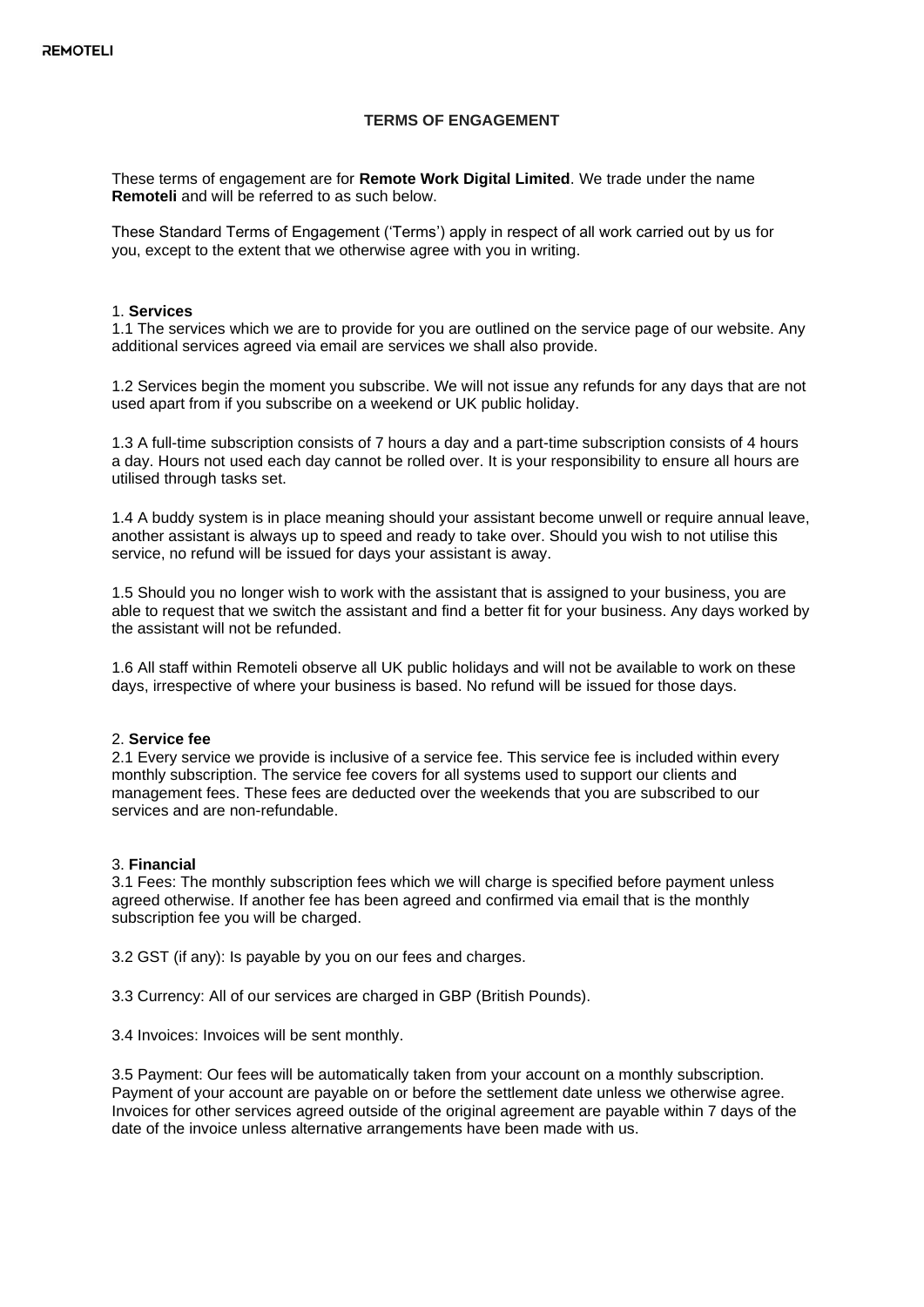# TERMS OF ENGAGEMENT

These terms of engagement are for **Remote Work Digital Limited**. We trade under the name **Remoteli** and will be referred to as such below.

These Standard Terms of Engagement ('Terms') apply in respect of all work carried out by us for you, except to the extent that we otherwise agree with you in writing.

## 1. Services

1.1 The services which we are to provide for you are outlined on the service page of our website. Any additional services agreed via email are services we shall also provide.

1.2 Services begin the moment you subscribe. We will not issue any refunds for any days that are not used apart from if you subscribe on a weekend or UK public holiday.

1.3 A full-time subscription consists of 7 hours a day and a part-time subscription consists of 4 hours a day. Hours not used each day cannot be rolled over. It is your responsibility to ensure all hours are utilised through tasks set.

1.4 A buddy system is in place meaning should your assistant become unwell or require annual leave, another assistant is always up to speed and ready to take over. Should you wish to not utilise this service, no refund will be issued for days your assistant is away.

1.5 Should you no longer wish to work with the assistant that is assigned to your business, you are able to request that we switch the assistant and find a better fit for your business. Any days worked by the assistant will not be refunded.

1.6 All staff within Remoteli observe all UK public holidays and will not be available to work on these days, irrespective of where your business is based. No refund will be issued for those days.

## 2. Service fee

2.1 Every service we provide is inclusive of a service fee. This service fee is included within every monthly subscription. The service fee covers for all systems used to support our clients and management fees. These fees are deducted over the weekends that you are subscribed to our services and are non-refundable.

## 3. Financial

3.1 Fees: The monthly subscription fees which we will charge is specified before payment unless agreed otherwise. If another fee has been agreed and confirmed via email that is the monthly subscription fee you will be charged.

3.2 GST (if any): Is payable by you on our fees and charges.

3.3 Currency: All of our services are charged in GBP (British Pounds).

3.4 Invoices: Invoices will be sent monthly.

3.5 Payment: Our fees will be automatically taken from your account on a monthly subscription. Payment of your account are payable on or before the settlement date unless we otherwise agree. Invoices for other services agreed outside of the original agreement are payable within 7 days of the date of the invoice unless alternative arrangements have been made with us.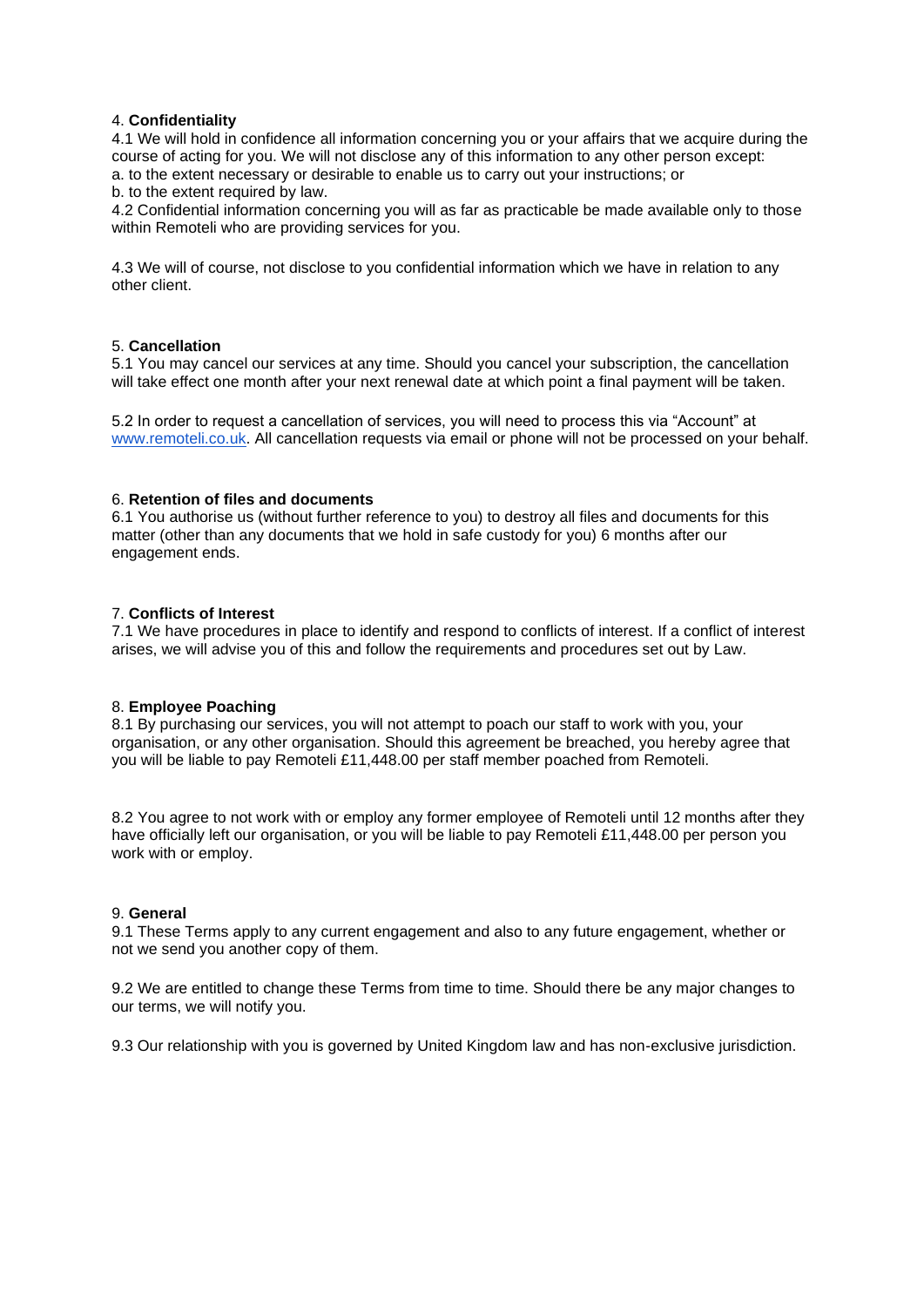4. **Confidentiality**

4.1 We will hold in confidence all information concerning you or your affairs that we acquire during the course of acting for you. We will not disclose any of this information to any other person except:
a. to the extent necessary or desirable to enable us to carry out your instructions; or
b. to the extent required by law.

4.2 Confidential information concerning you will as far as practicable be made available only to those within Remoteli who are providing services for you.

4.3 We will of course, not disclose to you confidential information which we have in relation to any other client.

5. **Cancellation**

5.1 You may cancel our services at any time. Should you cancel your subscription, the cancellation will take effect one month after your next renewal date at which point a final payment will be taken.

5.2 In order to request a cancellation of services, you will need to process this via "Account" at www.remoteli.co.uk. All cancellation requests via email or phone will not be processed on your behalf.

6. **Retention of files and documents**

6.1 You authorise us (without further reference to you) to destroy all files and documents for this matter (other than any documents that we hold in safe custody for you) 6 months after our engagement ends.

7. **Conflicts of Interest**

7.1 We have procedures in place to identify and respond to conflicts of interest. If a conflict of interest arises, we will advise you of this and follow the requirements and procedures set out by Law.

8. **Employee Poaching**

8.1 By purchasing our services, you will not attempt to poach our staff to work with you, your organisation, or any other organisation. Should this agreement be breached, you hereby agree that you will be liable to pay Remoteli £11,448.00 per staff member poached from Remoteli.

8.2 You agree to not work with or employ any former employee of Remoteli until 12 months after they have officially left our organisation, or you will be liable to pay Remoteli £11,448.00 per person you work with or employ.

9. **General**

9.1 These Terms apply to any current engagement and also to any future engagement, whether or not we send you another copy of them.

9.2 We are entitled to change these Terms from time to time. Should there be any major changes to our terms, we will notify you.

9.3 Our relationship with you is governed by United Kingdom law and has non-exclusive jurisdiction.